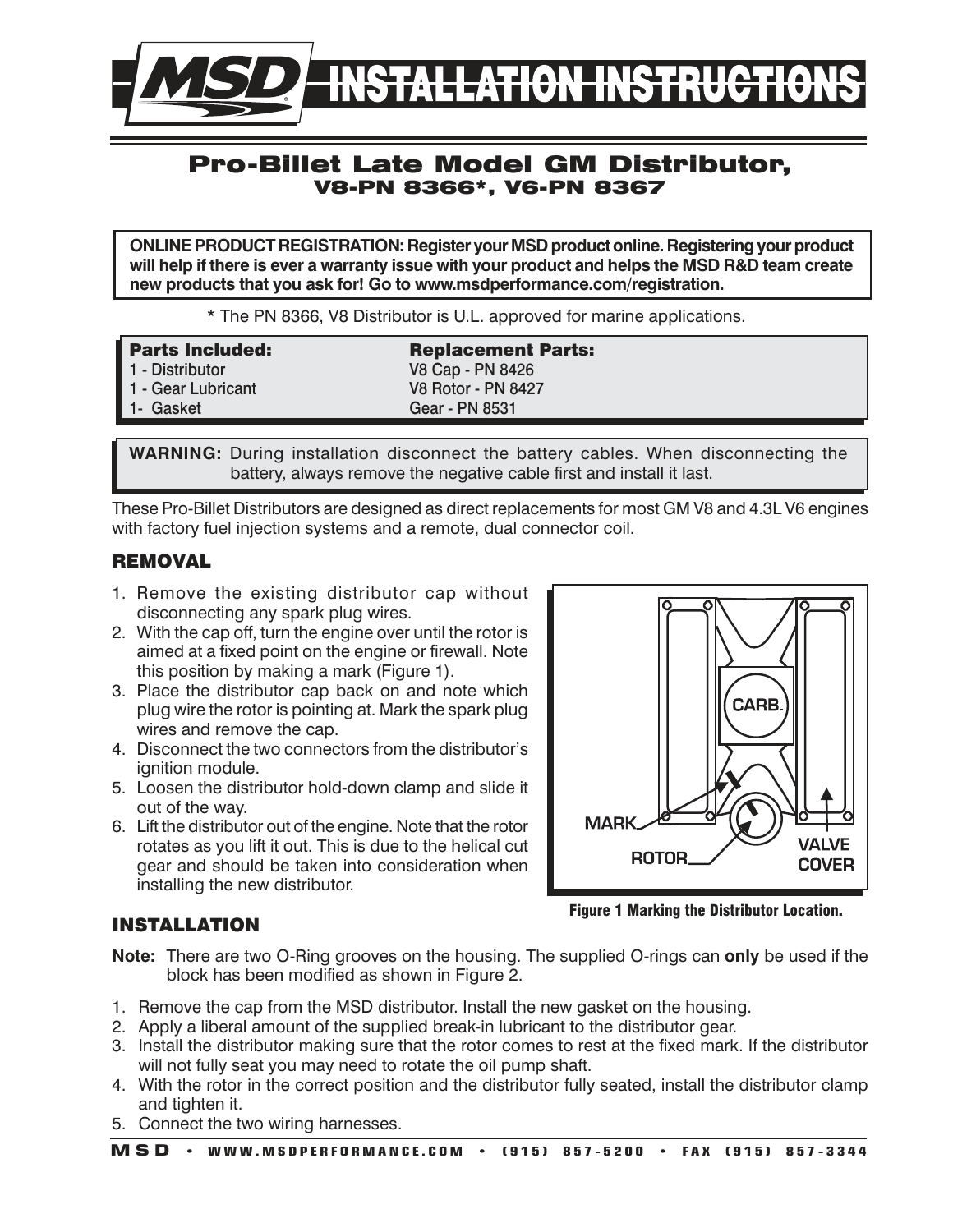# MSD INSTALLATION INSTRUCTIONS

## Pro-Billet Late Model GM Distributor,
### V8-PN 8366*, V6-PN 8367

**ONLINE PRODUCT REGISTRATION: Register your MSD product online. Registering your product will help if there is ever a warranty issue with your product and helps the MSD R&D team create new products that you ask for! Go to www.msdperformance.com/registration.**

* The PN 8366, V8 Distributor is U.L. approved for marine applications.

| Parts Included: | Replacement Parts: |
| --- | --- |
| 1 - Distributor | V8 Cap - PN 8426 |
| 1 - Gear Lubricant | V8 Rotor - PN 8427 |
| 1- Gasket | Gear - PN 8531 |

**WARNING:** During installation disconnect the battery cables. When disconnecting the battery, always remove the negative cable first and install it last.

These Pro-Billet Distributors are designed as direct replacements for most GM V8 and 4.3L V6 engines with factory fuel injection systems and a remote, dual connector coil.

### REMOVAL

1. Remove the existing distributor cap without disconnecting any spark plug wires.
2. With the cap off, turn the engine over until the rotor is aimed at a fixed point on the engine or firewall. Note this position by making a mark (Figure 1).
3. Place the distributor cap back on and note which plug wire the rotor is pointing at. Mark the spark plug wires and remove the cap.
4. Disconnect the two connectors from the distributor's ignition module.
5. Loosen the distributor hold-down clamp and slide it out of the way.
6. Lift the distributor out of the engine. Note that the rotor rotates as you lift it out. This is due to the helical cut gear and should be taken into consideration when installing the new distributor.

CARB. MARK ROTOR VALVE COVER

**Figure 1 Marking the Distributor Location.**

### INSTALLATION

**Note:** There are two O-Ring grooves on the housing. The supplied O-rings can **only** be used if the block has been modified as shown in Figure 2.

1. Remove the cap from the MSD distributor. Install the new gasket on the housing.
2. Apply a liberal amount of the supplied break-in lubricant to the distributor gear.
3. Install the distributor making sure that the rotor comes to rest at the fixed mark. If the distributor will not fully seat you may need to rotate the oil pump shaft.
4. With the rotor in the correct position and the distributor fully seated, install the distributor clamp and tighten it.
5. Connect the two wiring harnesses.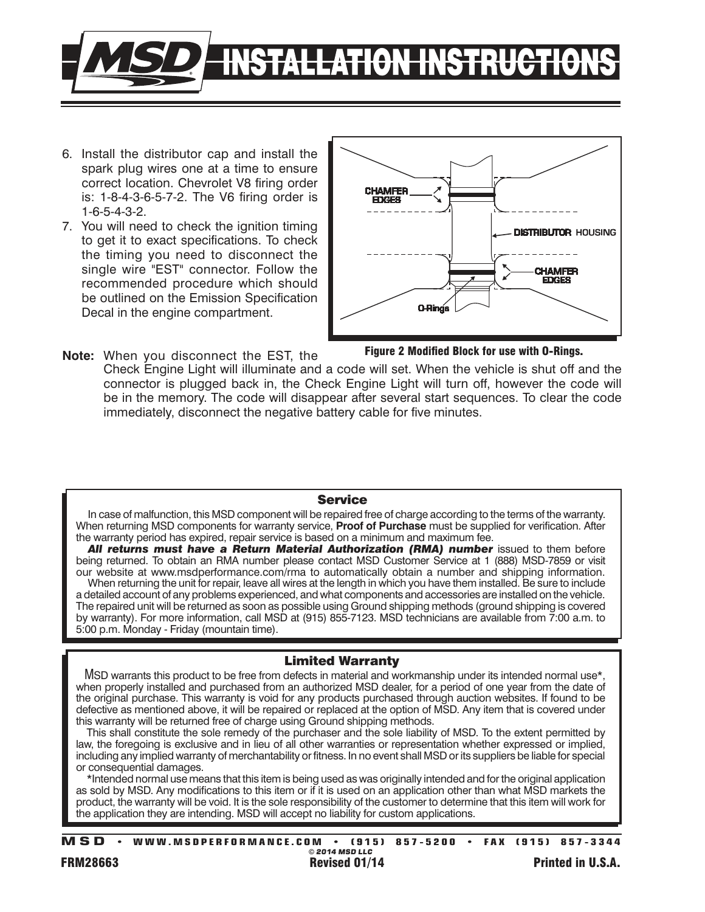6. Install the distributor cap and install the spark plug wires one at a time to ensure correct location. Chevrolet V8 firing order is: 1-8-4-3-6-5-7-2. The V6 firing order is 1-6-5-4-3-2.
7. You will need to check the ignition timing to get it to exact specifications. To check the timing you need to disconnect the single wire "EST" connector. Follow the recommended procedure which should be outlined on the Emission Specification Decal in the engine compartment.

CHAMFER EDGES

DISTRIBUTOR HOUSING

CHAMFER EDGES

O-Rings

**Figure 2 Modified Block for use with O-Rings.**

**Note:** When you disconnect the EST, the Check Engine Light will illuminate and a code will set. When the vehicle is shut off and the connector is plugged back in, the Check Engine Light will turn off, however the code will be in the memory. The code will disappear after several start sequences. To clear the code immediately, disconnect the negative battery cable for five minutes.

## Service

In case of malfunction, this MSD component will be repaired free of charge according to the terms of the warranty. When returning MSD components for warranty service, **Proof of Purchase** must be supplied for verification. After the warranty period has expired, repair service is based on a minimum and maximum fee.

***All returns must have a Return Material Authorization (RMA) number*** issued to them before being returned. To obtain an RMA number please contact MSD Customer Service at 1 (888) MSD-7859 or visit our website at www.msdperformance.com/rma to automatically obtain a number and shipping information.

When returning the unit for repair, leave all wires at the length in which you have them installed. Be sure to include a detailed account of any problems experienced, and what components and accessories are installed on the vehicle. The repaired unit will be returned as soon as possible using Ground shipping methods (ground shipping is covered by warranty). For more information, call MSD at (915) 855-7123. MSD technicians are available from 7:00 a.m. to 5:00 p.m. Monday - Friday (mountain time).

## Limited Warranty

MSD warrants this product to be free from defects in material and workmanship under its intended normal use*, when properly installed and purchased from an authorized MSD dealer, for a period of one year from the date of the original purchase. This warranty is void for any products purchased through auction websites. If found to be defective as mentioned above, it will be repaired or replaced at the option of MSD. Any item that is covered under this warranty will be returned free of charge using Ground shipping methods.

This shall constitute the sole remedy of the purchaser and the sole liability of MSD. To the extent permitted by law, the foregoing is exclusive and in lieu of all other warranties or representation whether expressed or implied, including any implied warranty of merchantability or fitness. In no event shall MSD or its suppliers be liable for special or consequential damages.

*Intended normal use means that this item is being used as was originally intended and for the original application as sold by MSD. Any modifications to this item or if it is used on an application other than what MSD markets the product, the warranty will be void. It is the sole responsibility of the customer to determine that this item will work for the application they are intending. MSD will accept no liability for custom applications.

MSD • WWW.MSDPERFORMANCE.COM • (915) 857-5200 • FAX (915) 857-3344

© 2014 MSD LLC

FRM28663 Revised 01/14 Printed in U.S.A.